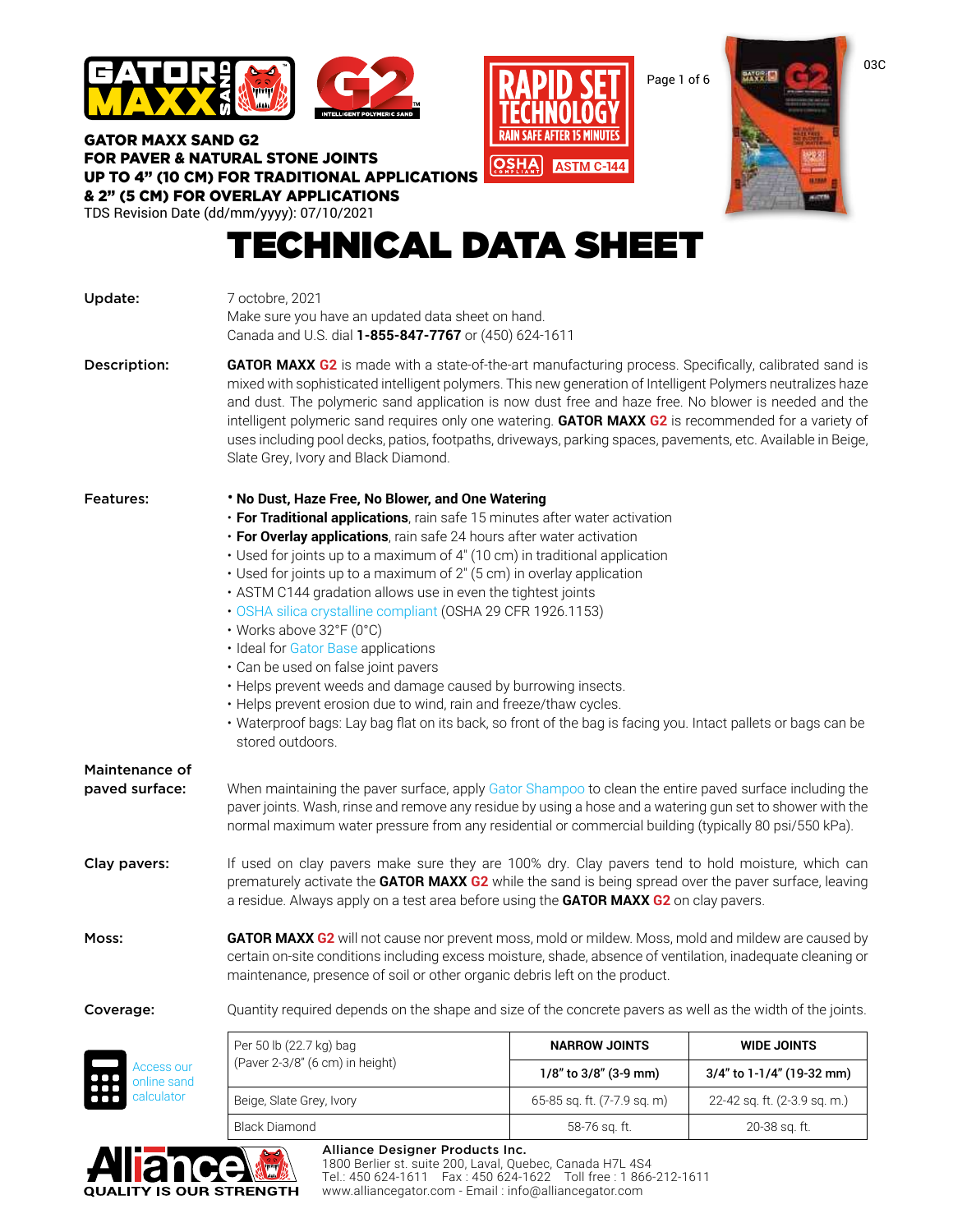03C

GATOR MAXX SAND G2

**GATOR MAXX SAND G2**
**FOR PAVER & NATURAL STONE JOINTS**
**UP TO 4" (10 CM) FOR TRADITIONAL APPLICATIONS**
**& 2" (5 CM) FOR OVERLAY APPLICATIONS**
TDS Revision Date (dd/mm/yyyy): 07/10/2021

RAPID SET TECHNOLOGY — RAIN SAFE AFTER 15 MINUTES
OSHA COMPLIANT — ASTM C-144

# TECHNICAL DATA SHEET

**Update:**

7 octobre, 2021
Make sure you have an updated data sheet on hand.
Canada and U.S. dial **1-855-847-7767** or (450) 624-1611

**Description:**

**GATOR MAXX G2** is made with a state-of-the-art manufacturing process. Specifically, calibrated sand is mixed with sophisticated intelligent polymers. This new generation of Intelligent Polymers neutralizes haze and dust. The polymeric sand application is now dust free and haze free. No blower is needed and the intelligent polymeric sand requires only one watering. **GATOR MAXX G2** is recommended for a variety of uses including pool decks, patios, footpaths, driveways, parking spaces, pavements, etc. Available in Beige, Slate Grey, Ivory and Black Diamond.

**Features:**

- **No Dust, Haze Free, No Blower, and One Watering**
- **For Traditional applications**, rain safe 15 minutes after water activation
- **For Overlay applications**, rain safe 24 hours after water activation
- Used for joints up to a maximum of 4" (10 cm) in traditional application
- Used for joints up to a maximum of 2" (5 cm) in overlay application
- ASTM C144 gradation allows use in even the tightest joints
- OSHA silica crystalline compliant (OSHA 29 CFR 1926.1153)
- Works above 32°F (0°C)
- Ideal for Gator Base applications
- Can be used on false joint pavers
- Helps prevent weeds and damage caused by burrowing insects.
- Helps prevent erosion due to wind, rain and freeze/thaw cycles.
- Waterproof bags: Lay bag flat on its back, so front of the bag is facing you. Intact pallets or bags can be stored outdoors.

**Maintenance of paved surface:**

When maintaining the paver surface, apply Gator Shampoo to clean the entire paved surface including the paver joints. Wash, rinse and remove any residue by using a hose and a watering gun set to shower with the normal maximum water pressure from any residential or commercial building (typically 80 psi/550 kPa).

**Clay pavers:**

If used on clay pavers make sure they are 100% dry. Clay pavers tend to hold moisture, which can prematurely activate the **GATOR MAXX G2** while the sand is being spread over the paver surface, leaving a residue. Always apply on a test area before using the **GATOR MAXX G2** on clay pavers.

**Moss:**

**GATOR MAXX G2** will not cause nor prevent moss, mold or mildew. Moss, mold and mildew are caused by certain on-site conditions including excess moisture, shade, absence of ventilation, inadequate cleaning or maintenance, presence of soil or other organic debris left on the product.

**Coverage:**

Quantity required depends on the shape and size of the concrete pavers as well as the width of the joints.

Access our online sand calculator

| Per 50 lb (22.7 kg) bag (Paver 2-3/8" (6 cm) in height) | **NARROW JOINTS** | **WIDE JOINTS** |
|---|---|---|
| | **1/8" to 3/8" (3-9 mm)** | **3/4" to 1-1/4" (19-32 mm)** |
| Beige, Slate Grey, Ivory | 65-85 sq. ft. (7-7.9 sq. m) | 22-42 sq. ft. (2-3.9 sq. m.) |
| Black Diamond | 58-76 sq. ft. | 20-38 sq. ft. |

Alliance — QUALITY IS OUR STRENGTH

**Alliance Designer Products Inc.**
1800 Berlier st. suite 200, Laval, Quebec, Canada H7L 4S4
Tel.: 450 624-1611 Fax : 450 624-1622 Toll free : 1 866-212-1611
www.alliancegator.com - Email : info@alliancegator.com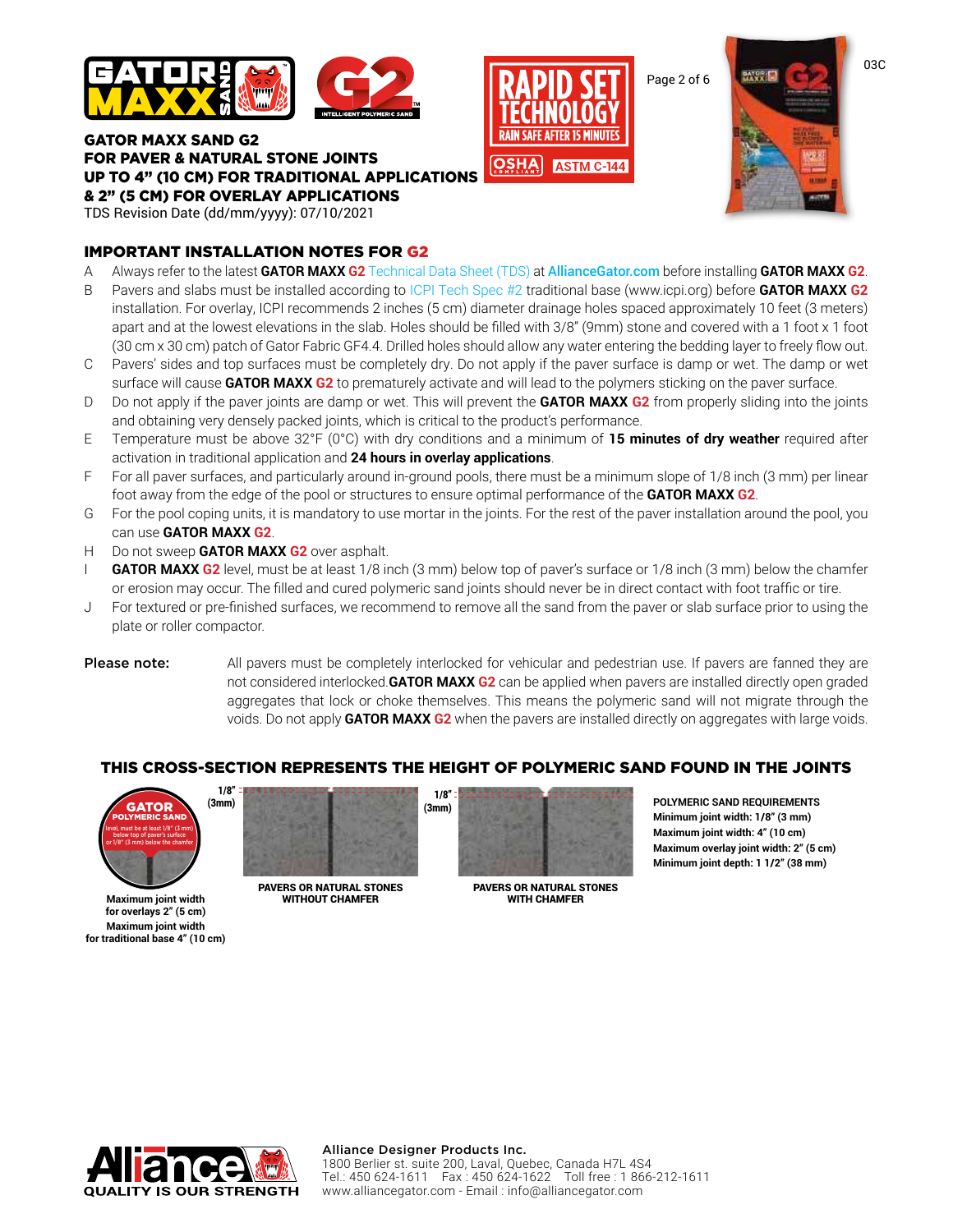**GATOR MAXX SAND G2**
**FOR PAVER & NATURAL STONE JOINTS**
**UP TO 4" (10 CM) FOR TRADITIONAL APPLICATIONS**
**& 2" (5 CM) FOR OVERLAY APPLICATIONS**
TDS Revision Date (dd/mm/yyyy): 07/10/2021

RAPID SET TECHNOLOGY
RAIN SAFE AFTER 15 MINUTES
OSHA COMPLIANT | ASTM C-144

03C

## IMPORTANT INSTALLATION NOTES FOR G2

A. Always refer to the latest **GATOR MAXX G2** Technical Data Sheet (TDS) at **AllianceGator.com** before installing **GATOR MAXX G2**.

B. Pavers and slabs must be installed according to ICPI Tech Spec #2 traditional base (www.icpi.org) before **GATOR MAXX G2** installation. For overlay, ICPI recommends 2 inches (5 cm) diameter drainage holes spaced approximately 10 feet (3 meters) apart and at the lowest elevations in the slab. Holes should be filled with 3/8" (9mm) stone and covered with a 1 foot x 1 foot (30 cm x 30 cm) patch of Gator Fabric GF4.4. Drilled holes should allow any water entering the bedding layer to freely flow out.

C. Pavers' sides and top surfaces must be completely dry. Do not apply if the paver surface is damp or wet. The damp or wet surface will cause **GATOR MAXX G2** to prematurely activate and will lead to the polymers sticking on the paver surface.

D. Do not apply if the paver joints are damp or wet. This will prevent the **GATOR MAXX G2** from properly sliding into the joints and obtaining very densely packed joints, which is critical to the product's performance.

E. Temperature must be above 32°F (0°C) with dry conditions and a minimum of **15 minutes of dry weather** required after activation in traditional application and **24 hours in overlay applications**.

F. For all paver surfaces, and particularly around in-ground pools, there must be a minimum slope of 1/8 inch (3 mm) per linear foot away from the edge of the pool or structures to ensure optimal performance of the **GATOR MAXX G2**.

G. For the pool coping units, it is mandatory to use mortar in the joints. For the rest of the paver installation around the pool, you can use **GATOR MAXX G2**.

H. Do not sweep **GATOR MAXX G2** over asphalt.

I. **GATOR MAXX G2** level, must be at least 1/8 inch (3 mm) below top of paver's surface or 1/8 inch (3 mm) below the chamfer or erosion may occur. The filled and cured polymeric sand joints should never be in direct contact with foot traffic or tire.

J. For textured or pre-finished surfaces, we recommend to remove all the sand from the paver or slab surface prior to using the plate or roller compactor.

**Please note:** All pavers must be completely interlocked for vehicular and pedestrian use. If pavers are fanned they are not considered interlocked. **GATOR MAXX G2** can be applied when pavers are installed directly open graded aggregates that lock or choke themselves. This means the polymeric sand will not migrate through the voids. Do not apply **GATOR MAXX G2** when the pavers are installed directly on aggregates with large voids.

## THIS CROSS-SECTION REPRESENTS THE HEIGHT OF POLYMERIC SAND FOUND IN THE JOINTS

GATOR POLYMERIC SAND — level, must be at least 1/8" (3 mm) below top of paver's surface or 1/8" (3 mm) below the chamfer

1/8" (3mm)

**Maximum joint width for overlays 2" (5 cm)**
**Maximum joint width for traditional base 4" (10 cm)**

**PAVERS OR NATURAL STONES WITHOUT CHAMFER**

**PAVERS OR NATURAL STONES WITH CHAMFER**

**POLYMERIC SAND REQUIREMENTS**
**Minimum joint width: 1/8" (3 mm)**
**Maximum joint width: 4" (10 cm)**
**Maximum overlay joint width: 2" (5 cm)**
**Minimum joint depth: 1 1/2" (38 mm)**

Alliance — QUALITY IS OUR STRENGTH

**Alliance Designer Products Inc.**
1800 Berlier st. suite 200, Laval, Quebec, Canada H7L 4S4
Tel.: 450 624-1611 Fax : 450 624-1622 Toll free : 1 866-212-1611
www.alliancegator.com - Email : info@alliancegator.com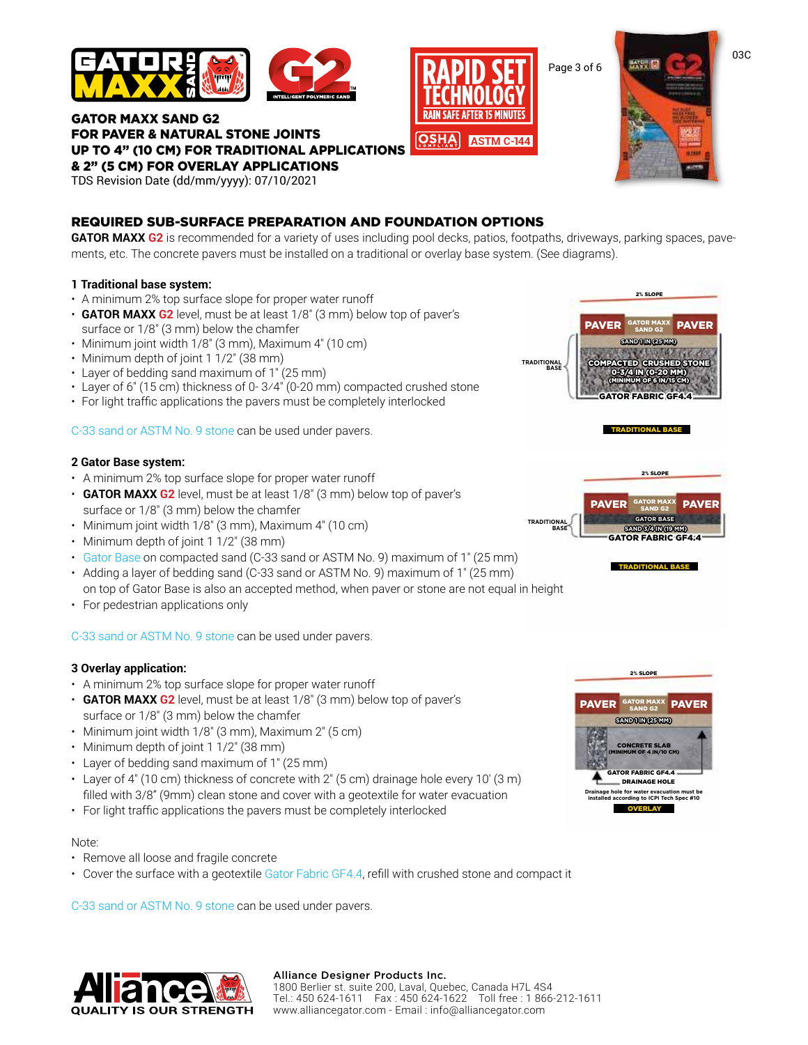# GATOR MAXX SAND G2
## FOR PAVER & NATURAL STONE JOINTS
## UP TO 4" (10 CM) FOR TRADITIONAL APPLICATIONS & 2" (5 CM) FOR OVERLAY APPLICATIONS

TDS Revision Date (dd/mm/yyyy): 07/10/2021

RAPID SET TECHNOLOGY
RAIN SAFE AFTER 15 MINUTES
OSHA COMPLIANT · ASTM C-144

## REQUIRED SUB-SURFACE PREPARATION AND FOUNDATION OPTIONS

**GATOR MAXX G2** is recommended for a variety of uses including pool decks, patios, footpaths, driveways, parking spaces, pavements, etc. The concrete pavers must be installed on a traditional or overlay base system. (See diagrams).

### 1 Traditional base system:

- A minimum 2% top surface slope for proper water runoff
- **GATOR MAXX G2** level, must be at least 1/8" (3 mm) below top of paver's surface or 1/8" (3 mm) below the chamfer
- Minimum joint width 1/8" (3 mm), Maximum 4" (10 cm)
- Minimum depth of joint 1 1/2" (38 mm)
- Layer of bedding sand maximum of 1" (25 mm)
- Layer of 6" (15 cm) thickness of 0- 3⁄4" (0-20 mm) compacted crushed stone
- For light traffic applications the pavers must be completely interlocked

C-33 sand or ASTM No. 9 stone can be used under pavers.

2% SLOPE
PAVER | GATOR MAXX SAND G2 | PAVER
SAND 1 IN (25 MM)
TRADITIONAL BASE
COMPACTED CRUSHED STONE 0-3/4 IN (0-20 MM) (MINIMUM OF 6 IN/15 CM)
GATOR FABRIC GF4.4
TRADITIONAL BASE

### 2 Gator Base system:

- A minimum 2% top surface slope for proper water runoff
- **GATOR MAXX G2** level, must be at least 1/8" (3 mm) below top of paver's surface or 1/8" (3 mm) below the chamfer
- Minimum joint width 1/8" (3 mm), Maximum 4" (10 cm)
- Minimum depth of joint 1 1/2" (38 mm)
- Gator Base on compacted sand (C-33 sand or ASTM No. 9) maximum of 1" (25 mm)
- Adding a layer of bedding sand (C-33 sand or ASTM No. 9) maximum of 1" (25 mm) on top of Gator Base is also an accepted method, when paver or stone are not equal in height
- For pedestrian applications only

C-33 sand or ASTM No. 9 stone can be used under pavers.

2% SLOPE
PAVER | GATOR MAXX SAND G2 | PAVER
TRADITIONAL BASE
GATOR BASE
SAND 3/4 IN (19 MM)
GATOR FABRIC GF4.4
TRADITIONAL BASE

### 3 Overlay application:

- A minimum 2% top surface slope for proper water runoff
- **GATOR MAXX G2** level, must be at least 1/8" (3 mm) below top of paver's surface or 1/8" (3 mm) below the chamfer
- Minimum joint width 1/8" (3 mm), Maximum 2" (5 cm)
- Minimum depth of joint 1 1/2" (38 mm)
- Layer of bedding sand maximum of 1" (25 mm)
- Layer of 4" (10 cm) thickness of concrete with 2" (5 cm) drainage hole every 10' (3 m) filled with 3/8" (9mm) clean stone and cover with a geotextile for water evacuation
- For light traffic applications the pavers must be completely interlocked

2% SLOPE
PAVER | GATOR MAXX SAND G2 | PAVER
SAND 1 IN (25 MM)
CONCRETE SLAB (MINIMUM OF 4 IN/10 CM)
GATOR FABRIC GF4.4
DRAINAGE HOLE
Drainage hole for water evacuation must be installed according to ICPI Tech Spec #10
OVERLAY

Note:

- Remove all loose and fragile concrete
- Cover the surface with a geotextile Gator Fabric GF4.4, refill with crushed stone and compact it

C-33 sand or ASTM No. 9 stone can be used under pavers.

Alliance
QUALITY IS OUR STRENGTH

**Alliance Designer Products Inc.**
1800 Berlier st. suite 200, Laval, Quebec, Canada H7L 4S4
Tel.: 450 624-1611 Fax : 450 624-1622 Toll free : 1 866-212-1611
www.alliancegator.com - Email : info@alliancegator.com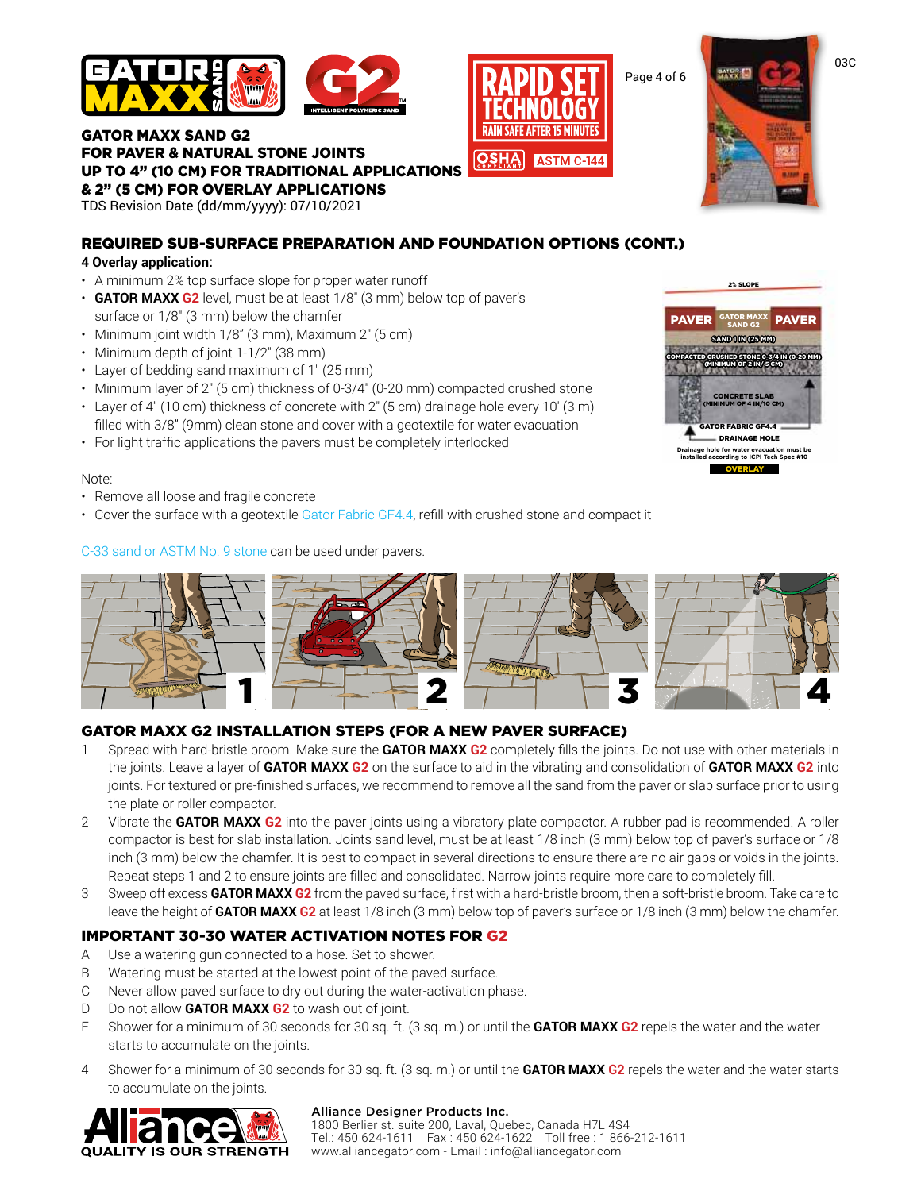**GATOR MAXX SAND G2**
**FOR PAVER & NATURAL STONE JOINTS**
**UP TO 4" (10 CM) FOR TRADITIONAL APPLICATIONS**
**& 2" (5 CM) FOR OVERLAY APPLICATIONS**

TDS Revision Date (dd/mm/yyyy): 07/10/2021

## REQUIRED SUB-SURFACE PREPARATION AND FOUNDATION OPTIONS (CONT.)

### 4 Overlay application:

- A minimum 2% top surface slope for proper water runoff
- **GATOR MAXX G2** level, must be at least 1/8" (3 mm) below top of paver's surface or 1/8" (3 mm) below the chamfer
- Minimum joint width 1/8" (3 mm), Maximum 2" (5 cm)
- Minimum depth of joint 1-1/2" (38 mm)
- Layer of bedding sand maximum of 1" (25 mm)
- Minimum layer of 2" (5 cm) thickness of 0-3/4" (0-20 mm) compacted crushed stone
- Layer of 4" (10 cm) thickness of concrete with 2" (5 cm) drainage hole every 10' (3 m) filled with 3/8" (9mm) clean stone and cover with a geotextile for water evacuation
- For light traffic applications the pavers must be completely interlocked

Note:

- Remove all loose and fragile concrete
- Cover the surface with a geotextile Gator Fabric GF4.4, refill with crushed stone and compact it

C-33 sand or ASTM No. 9 stone can be used under pavers.

## GATOR MAXX G2 INSTALLATION STEPS (FOR A NEW PAVER SURFACE)

1. Spread with hard-bristle broom. Make sure the **GATOR MAXX G2** completely fills the joints. Do not use with other materials in the joints. Leave a layer of **GATOR MAXX G2** on the surface to aid in the vibrating and consolidation of **GATOR MAXX G2** into joints. For textured or pre-finished surfaces, we recommend to remove all the sand from the paver or slab surface prior to using the plate or roller compactor.
2. Vibrate the **GATOR MAXX G2** into the paver joints using a vibratory plate compactor. A rubber pad is recommended. A roller compactor is best for slab installation. Joints sand level, must be at least 1/8 inch (3 mm) below top of paver's surface or 1/8 inch (3 mm) below the chamfer. It is best to compact in several directions to ensure there are no air gaps or voids in the joints. Repeat steps 1 and 2 to ensure joints are filled and consolidated. Narrow joints require more care to completely fill.
3. Sweep off excess **GATOR MAXX G2** from the paved surface, first with a hard-bristle broom, then a soft-bristle broom. Take care to leave the height of **GATOR MAXX G2** at least 1/8 inch (3 mm) below top of paver's surface or 1/8 inch (3 mm) below the chamfer.

### IMPORTANT 30-30 WATER ACTIVATION NOTES FOR G2

A. Use a watering gun connected to a hose. Set to shower.
B. Watering must be started at the lowest point of the paved surface.
C. Never allow paved surface to dry out during the water-activation phase.
D. Do not allow **GATOR MAXX G2** to wash out of joint.
E. Shower for a minimum of 30 seconds for 30 sq. ft. (3 sq. m.) or until the **GATOR MAXX G2** repels the water and the water starts to accumulate on the joints.

4. Shower for a minimum of 30 seconds for 30 sq. ft. (3 sq. m.) or until the **GATOR MAXX G2** repels the water and the water starts to accumulate on the joints.

**Alliance Designer Products Inc.**
1800 Berlier st. suite 200, Laval, Quebec, Canada H7L 4S4
Tel.: 450 624-1611 Fax : 450 624-1622 Toll free : 1 866-212-1611
www.alliancegator.com - Email : info@alliancegator.com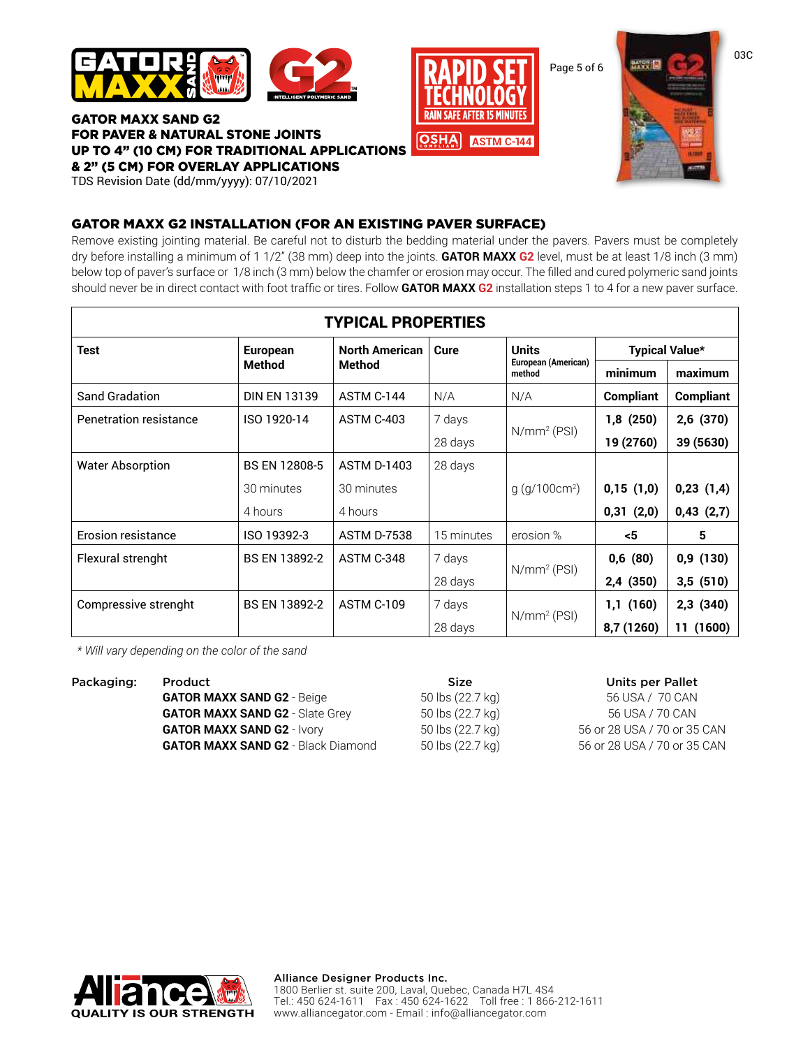**GATOR MAXX SAND G2**
**FOR PAVER & NATURAL STONE JOINTS**
**UP TO 4" (10 CM) FOR TRADITIONAL APPLICATIONS**
**& 2" (5 CM) FOR OVERLAY APPLICATIONS**
TDS Revision Date (dd/mm/yyyy): 07/10/2021

RAPID SET TECHNOLOGY
RAIN SAFE AFTER 15 MINUTES
OSHA COMPLIANT
ASTM C-144

03C

## GATOR MAXX G2 INSTALLATION (FOR AN EXISTING PAVER SURFACE)

Remove existing jointing material. Be careful not to disturb the bedding material under the pavers. Pavers must be completely dry before installing a minimum of 1 1/2" (38 mm) deep into the joints. **GATOR MAXX G2** level, must be at least 1/8 inch (3 mm) below top of paver's surface or 1/8 inch (3 mm) below the chamfer or erosion may occur. The filled and cured polymeric sand joints should never be in direct contact with foot traffic or tires. Follow **GATOR MAXX G2** installation steps 1 to 4 for a new paver surface.

| TYPICAL PROPERTIES | | | | | | |
|---|---|---|---|---|---|---|
| **Test** | **European Method** | **North American Method** | **Cure** | **Units** European (American) method | **Typical Value*** | |
| | | | | | **minimum** | **maximum** |
| Sand Gradation | DIN EN 13139 | ASTM C-144 | N/A | N/A | **Compliant** | **Compliant** |
| Penetration resistance | ISO 1920-14 | ASTM C-403 | 7 days | N/mm² (PSI) | **1,8 (250)** | **2,6 (370)** |
| | | | 28 days | | **19 (2760)** | **39 (5630)** |
| Water Absorption | BS EN 12808-5 | ASTM D-1403 | 28 days | g (g/100cm²) | | |
| | 30 minutes | 30 minutes | | | **0,15 (1,0)** | **0,23 (1,4)** |
| | 4 hours | 4 hours | | | **0,31 (2,0)** | **0,43 (2,7)** |
| Erosion resistance | ISO 19392-3 | ASTM D-7538 | 15 minutes | erosion % | **<5** | **5** |
| Flexural strenght | BS EN 13892-2 | ASTM C-348 | 7 days | N/mm² (PSI) | **0,6 (80)** | **0,9 (130)** |
| | | | 28 days | | **2,4 (350)** | **3,5 (510)** |
| Compressive strenght | BS EN 13892-2 | ASTM C-109 | 7 days | N/mm² (PSI) | **1,1 (160)** | **2,3 (340)** |
| | | | 28 days | | **8,7 (1260)** | **11 (1600)** |

*\* Will vary depending on the color of the sand*

**Packaging:**

| Product | Size | Units per Pallet |
|---|---|---|
| **GATOR MAXX SAND G2** - Beige | 50 lbs (22.7 kg) | 56 USA / 70 CAN |
| **GATOR MAXX SAND G2** - Slate Grey | 50 lbs (22.7 kg) | 56 USA / 70 CAN |
| **GATOR MAXX SAND G2** - Ivory | 50 lbs (22.7 kg) | 56 or 28 USA / 70 or 35 CAN |
| **GATOR MAXX SAND G2** - Black Diamond | 50 lbs (22.7 kg) | 56 or 28 USA / 70 or 35 CAN |

QUALITY IS OUR STRENGTH

**Alliance Designer Products Inc.**
1800 Berlier st. suite 200, Laval, Quebec, Canada H7L 4S4
Tel.: 450 624-1611 Fax : 450 624-1622 Toll free : 1 866-212-1611
www.alliancegator.com - Email : info@alliancegator.com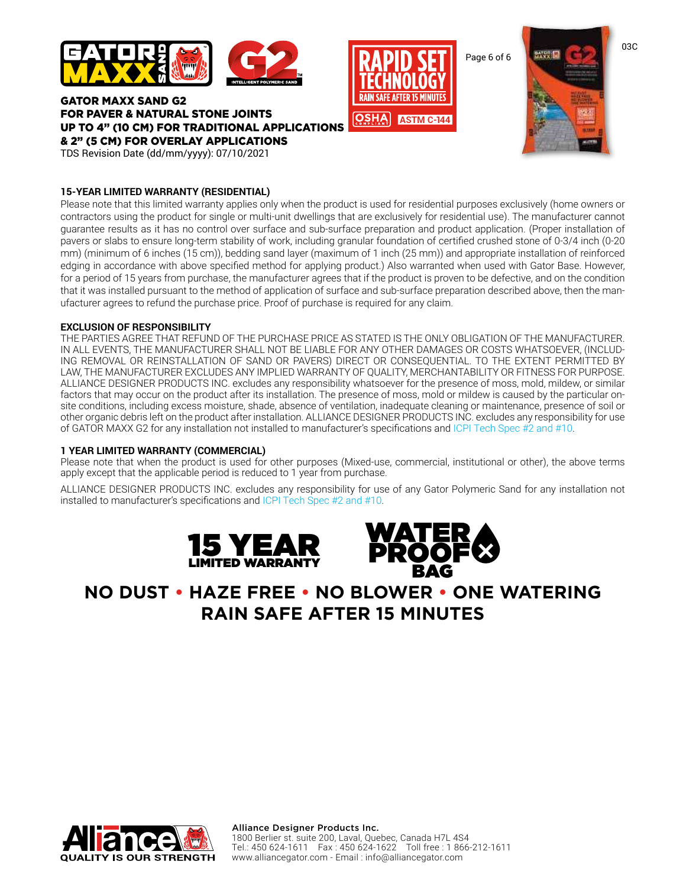**GATOR MAXX SAND G2**
**FOR PAVER & NATURAL STONE JOINTS**
**UP TO 4" (10 CM) FOR TRADITIONAL APPLICATIONS**
**& 2" (5 CM) FOR OVERLAY APPLICATIONS**
TDS Revision Date (dd/mm/yyyy): 07/10/2021

RAPID SET TECHNOLOGY
RAIN SAFE AFTER 15 MINUTES
OSHA COMPLIANT
ASTM C-144

03C

### 15-YEAR LIMITED WARRANTY (RESIDENTIAL)

Please note that this limited warranty applies only when the product is used for residential purposes exclusively (home owners or contractors using the product for single or multi-unit dwellings that are exclusively for residential use). The manufacturer cannot guarantee results as it has no control over surface and sub-surface preparation and product application. (Proper installation of pavers or slabs to ensure long-term stability of work, including granular foundation of certified crushed stone of 0-3/4 inch (0-20 mm) (minimum of 6 inches (15 cm)), bedding sand layer (maximum of 1 inch (25 mm)) and appropriate installation of reinforced edging in accordance with above specified method for applying product.) Also warranted when used with Gator Base. However, for a period of 15 years from purchase, the manufacturer agrees that if the product is proven to be defective, and on the condition that it was installed pursuant to the method of application of surface and sub-surface preparation described above, then the manufacturer agrees to refund the purchase price. Proof of purchase is required for any claim.

### EXCLUSION OF RESPONSIBILITY

THE PARTIES AGREE THAT REFUND OF THE PURCHASE PRICE AS STATED IS THE ONLY OBLIGATION OF THE MANUFACTURER. IN ALL EVENTS, THE MANUFACTURER SHALL NOT BE LIABLE FOR ANY OTHER DAMAGES OR COSTS WHATSOEVER, (INCLUDING REMOVAL OR REINSTALLATION OF SAND OR PAVERS) DIRECT OR CONSEQUENTIAL. TO THE EXTENT PERMITTED BY LAW, THE MANUFACTURER EXCLUDES ANY IMPLIED WARRANTY OF QUALITY, MERCHANTABILITY OR FITNESS FOR PURPOSE. ALLIANCE DESIGNER PRODUCTS INC. excludes any responsibility whatsoever for the presence of moss, mold, mildew, or similar factors that may occur on the product after its installation. The presence of moss, mold or mildew is caused by the particular on-site conditions, including excess moisture, shade, absence of ventilation, inadequate cleaning or maintenance, presence of soil or other organic debris left on the product after installation. ALLIANCE DESIGNER PRODUCTS INC. excludes any responsibility for use of GATOR MAXX G2 for any installation not installed to manufacturer's specifications and ICPI Tech Spec #2 and #10.

### 1 YEAR LIMITED WARRANTY (COMMERCIAL)

Please note that when the product is used for other purposes (Mixed-use, commercial, institutional or other), the above terms apply except that the applicable period is reduced to 1 year from purchase.

ALLIANCE DESIGNER PRODUCTS INC. excludes any responsibility for use of any Gator Polymeric Sand for any installation not installed to manufacturer's specifications and ICPI Tech Spec #2 and #10.

**15 YEAR LIMITED WARRANTY**

**WATER PROOF BAG**

**NO DUST • HAZE FREE • NO BLOWER • ONE WATERING**
**RAIN SAFE AFTER 15 MINUTES**

QUALITY IS OUR STRENGTH

**Alliance Designer Products Inc.**
1800 Berlier st. suite 200, Laval, Quebec, Canada H7L 4S4
Tel.: 450 624-1611 Fax : 450 624-1622 Toll free : 1 866-212-1611
www.alliancegator.com - Email : info@alliancegator.com